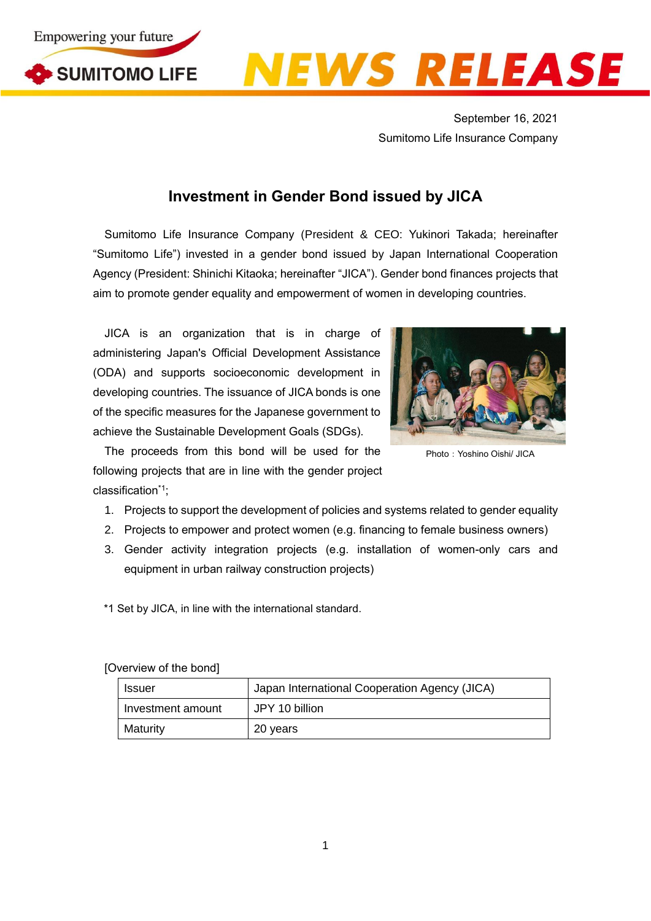Empowering your future

SUMITOMO LIFE

# NEWS RELEASE

September 16, 2021
Sumitomo Life Insurance Company

## Investment in Gender Bond issued by JICA

Sumitomo Life Insurance Company (President & CEO: Yukinori Takada; hereinafter "Sumitomo Life") invested in a gender bond issued by Japan International Cooperation Agency (President: Shinichi Kitaoka; hereinafter "JICA"). Gender bond finances projects that aim to promote gender equality and empowerment of women in developing countries.

JICA is an organization that is in charge of administering Japan's Official Development Assistance (ODA) and supports socioeconomic development in developing countries. The issuance of JICA bonds is one of the specific measures for the Japanese government to achieve the Sustainable Development Goals (SDGs).

Photo：Yoshino Oishi/ JICA

The proceeds from this bond will be used for the following projects that are in line with the gender project classification*1;

1. Projects to support the development of policies and systems related to gender equality
2. Projects to empower and protect women (e.g. financing to female business owners)
3. Gender activity integration projects (e.g. installation of women-only cars and equipment in urban railway construction projects)

*1 Set by JICA, in line with the international standard.

[Overview of the bond]

| | |
|---|---|
| Issuer | Japan International Cooperation Agency (JICA) |
| Investment amount | JPY 10 billion |
| Maturity | 20 years |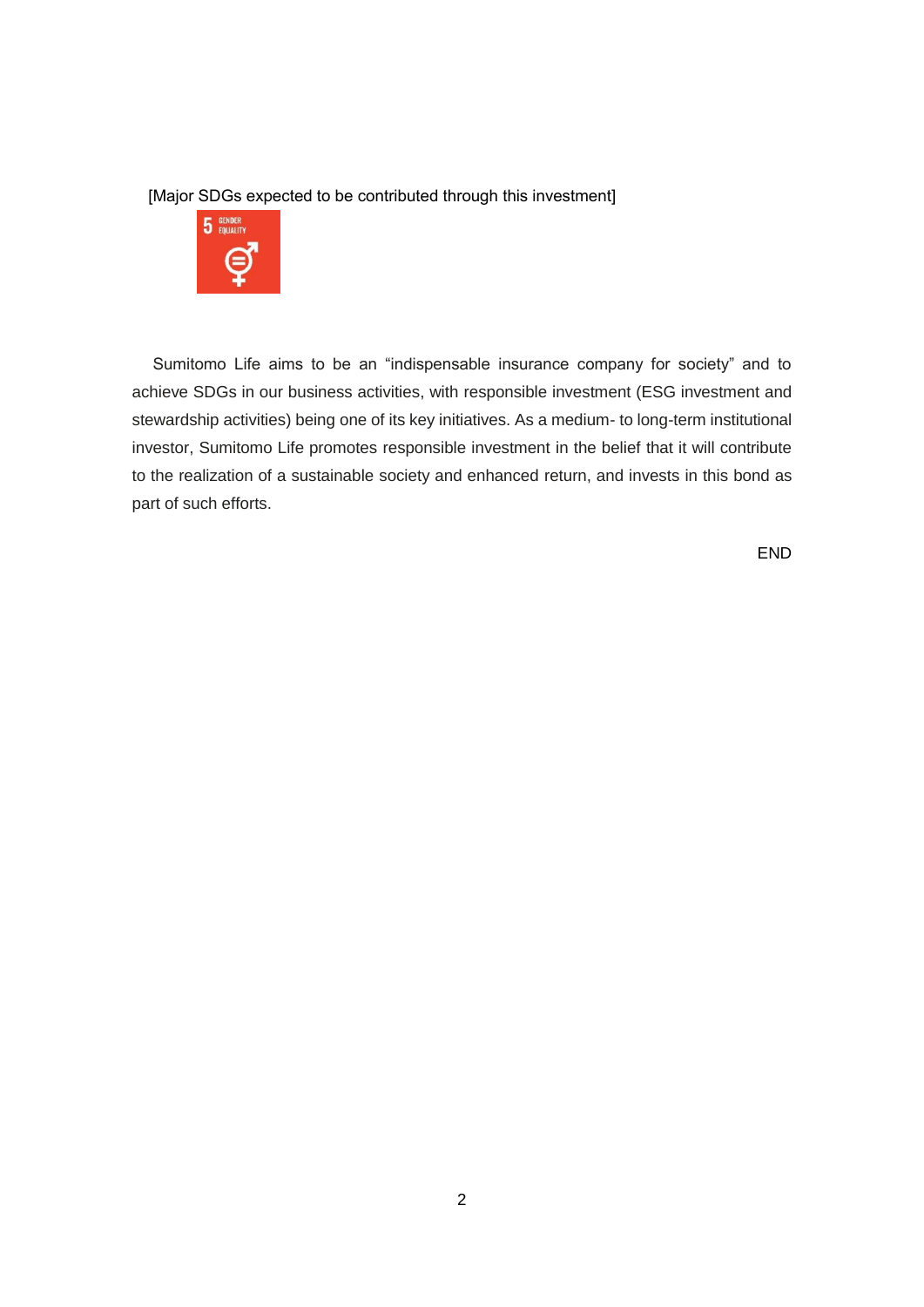[Major SDGs expected to be contributed through this investment]

5 GENDER EQUALITY

Sumitomo Life aims to be an "indispensable insurance company for society" and to achieve SDGs in our business activities, with responsible investment (ESG investment and stewardship activities) being one of its key initiatives. As a medium- to long-term institutional investor, Sumitomo Life promotes responsible investment in the belief that it will contribute to the realization of a sustainable society and enhanced return, and invests in this bond as part of such efforts.

END